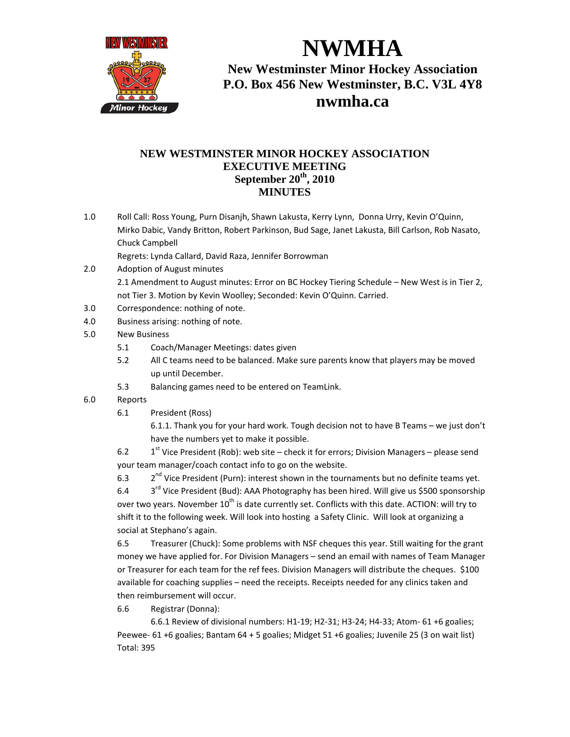# NWMHA

**New Westminster Minor Hockey Association**
**P.O. Box 456 New Westminster, B.C. V3L 4Y8**
**nwmha.ca**

## NEW WESTMINSTER MINOR HOCKEY ASSOCIATION
## EXECUTIVE MEETING
## September 20th, 2010
## MINUTES

1.0 Roll Call: Ross Young, Purn Disanjh, Shawn Lakusta, Kerry Lynn, Donna Urry, Kevin O'Quinn, Mirko Dabic, Vandy Britton, Robert Parkinson, Bud Sage, Janet Lakusta, Bill Carlson, Rob Nasato, Chuck Campbell

Regrets: Lynda Callard, David Raza, Jennifer Borrowman

2.0 Adoption of August minutes

2.1 Amendment to August minutes: Error on BC Hockey Tiering Schedule – New West is in Tier 2, not Tier 3. Motion by Kevin Woolley; Seconded: Kevin O'Quinn. Carried.

3.0 Correspondence: nothing of note.

4.0 Business arising: nothing of note.

5.0 New Business

- 5.1 Coach/Manager Meetings: dates given
- 5.2 All C teams need to be balanced. Make sure parents know that players may be moved up until December.
- 5.3 Balancing games need to be entered on TeamLink.

6.0 Reports

6.1 President (Ross)

6.1.1. Thank you for your hard work. Tough decision not to have B Teams – we just don't have the numbers yet to make it possible.

6.2 1st Vice President (Rob): web site – check it for errors; Division Managers – please send your team manager/coach contact info to go on the website.

6.3 2nd Vice President (Purn): interest shown in the tournaments but no definite teams yet.

6.4 3rd Vice President (Bud): AAA Photography has been hired. Will give us $500 sponsorship over two years. November 10th is date currently set. Conflicts with this date. ACTION: will try to shift it to the following week. Will look into hosting a Safety Clinic. Will look at organizing a social at Stephano's again.

6.5 Treasurer (Chuck): Some problems with NSF cheques this year. Still waiting for the grant money we have applied for. For Division Managers – send an email with names of Team Manager or Treasurer for each team for the ref fees. Division Managers will distribute the cheques. $100 available for coaching supplies – need the receipts. Receipts needed for any clinics taken and then reimbursement will occur.

6.6 Registrar (Donna):

6.6.1 Review of divisional numbers: H1-19; H2-31; H3-24; H4-33; Atom- 61 +6 goalies; Peewee- 61 +6 goalies; Bantam 64 + 5 goalies; Midget 51 +6 goalies; Juvenile 25 (3 on wait list) Total: 395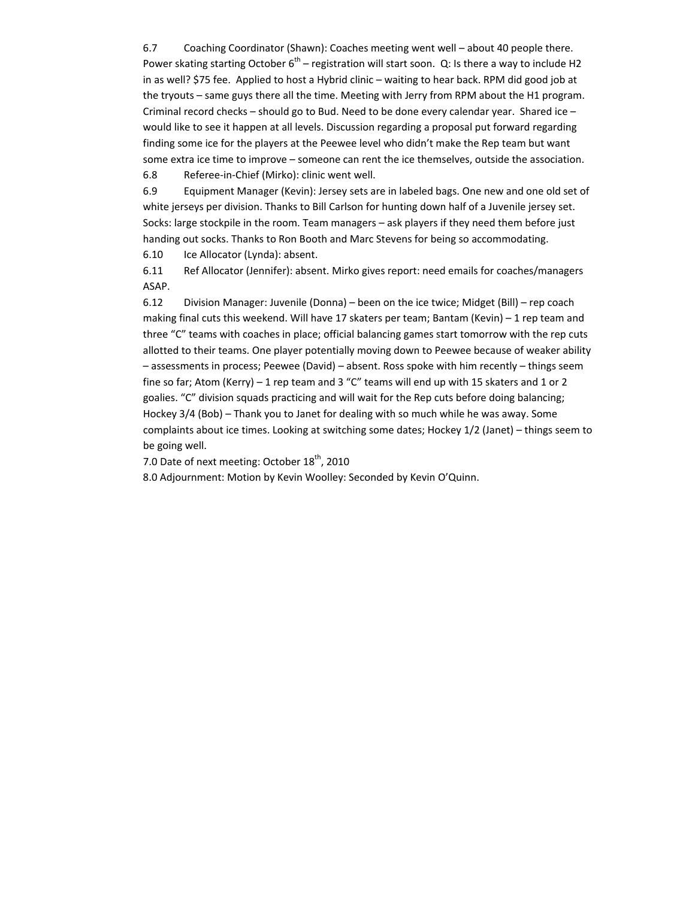6.7 Coaching Coordinator (Shawn): Coaches meeting went well – about 40 people there. Power skating starting October 6th – registration will start soon. Q: Is there a way to include H2 in as well? $75 fee. Applied to host a Hybrid clinic – waiting to hear back. RPM did good job at the tryouts – same guys there all the time. Meeting with Jerry from RPM about the H1 program. Criminal record checks – should go to Bud. Need to be done every calendar year. Shared ice – would like to see it happen at all levels. Discussion regarding a proposal put forward regarding finding some ice for the players at the Peewee level who didn't make the Rep team but want some extra ice time to improve – someone can rent the ice themselves, outside the association.

6.8 Referee-in-Chief (Mirko): clinic went well.

6.9 Equipment Manager (Kevin): Jersey sets are in labeled bags. One new and one old set of white jerseys per division. Thanks to Bill Carlson for hunting down half of a Juvenile jersey set. Socks: large stockpile in the room. Team managers – ask players if they need them before just handing out socks. Thanks to Ron Booth and Marc Stevens for being so accommodating.

6.10 Ice Allocator (Lynda): absent.

6.11 Ref Allocator (Jennifer): absent. Mirko gives report: need emails for coaches/managers ASAP.

6.12 Division Manager: Juvenile (Donna) – been on the ice twice; Midget (Bill) – rep coach making final cuts this weekend. Will have 17 skaters per team; Bantam (Kevin) – 1 rep team and three "C" teams with coaches in place; official balancing games start tomorrow with the rep cuts allotted to their teams. One player potentially moving down to Peewee because of weaker ability – assessments in process; Peewee (David) – absent. Ross spoke with him recently – things seem fine so far; Atom (Kerry) – 1 rep team and 3 "C" teams will end up with 15 skaters and 1 or 2 goalies. "C" division squads practicing and will wait for the Rep cuts before doing balancing; Hockey 3/4 (Bob) – Thank you to Janet for dealing with so much while he was away. Some complaints about ice times. Looking at switching some dates; Hockey 1/2 (Janet) – things seem to be going well.

7.0 Date of next meeting: October 18th, 2010

8.0 Adjournment: Motion by Kevin Woolley: Seconded by Kevin O'Quinn.